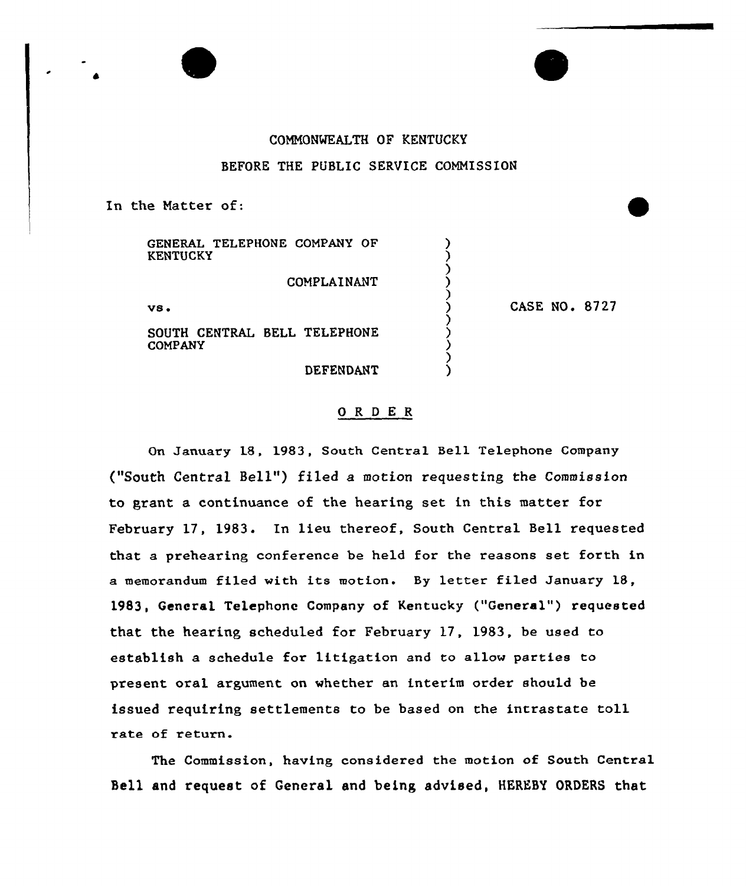COMMONWEALTH OF KENTUCKY

BEFORE THE PUBLIC SERVICE COMMISSION

In the Matter of:

GENERAL TELEPHONE COMPANY OF KENTUCKY

COMPLAINANT

vs.

SOUTH CENTRAL BELL TELEPHONE COMPANY

DEFENDANT

CASE NO. 8727

O R D E R

On January 18, 1983, South Central Bell Telephone Company ("South Central Bell") filed a motion requesting the Commission to grant a continuance of the hearing set in this matter for February 17, 1983. In lieu thereof, South Central Bell requested that a prehearing conference be held for the reasons set forth in a memorandum filed with its motion. By letter filed January 18, 1983, General Telephone Company of Kentucky ("General") requested that the hearing scheduled for February 17, 1983, be used to establish a schedule for litigation and to allow parties to present oral argument on whether an interim order should be issued requiring settlements to be based on the intrastate toll rate of return.

The Commission, having considered the motion of South Central Bell and request of General and being advised, HEREBY ORDERS that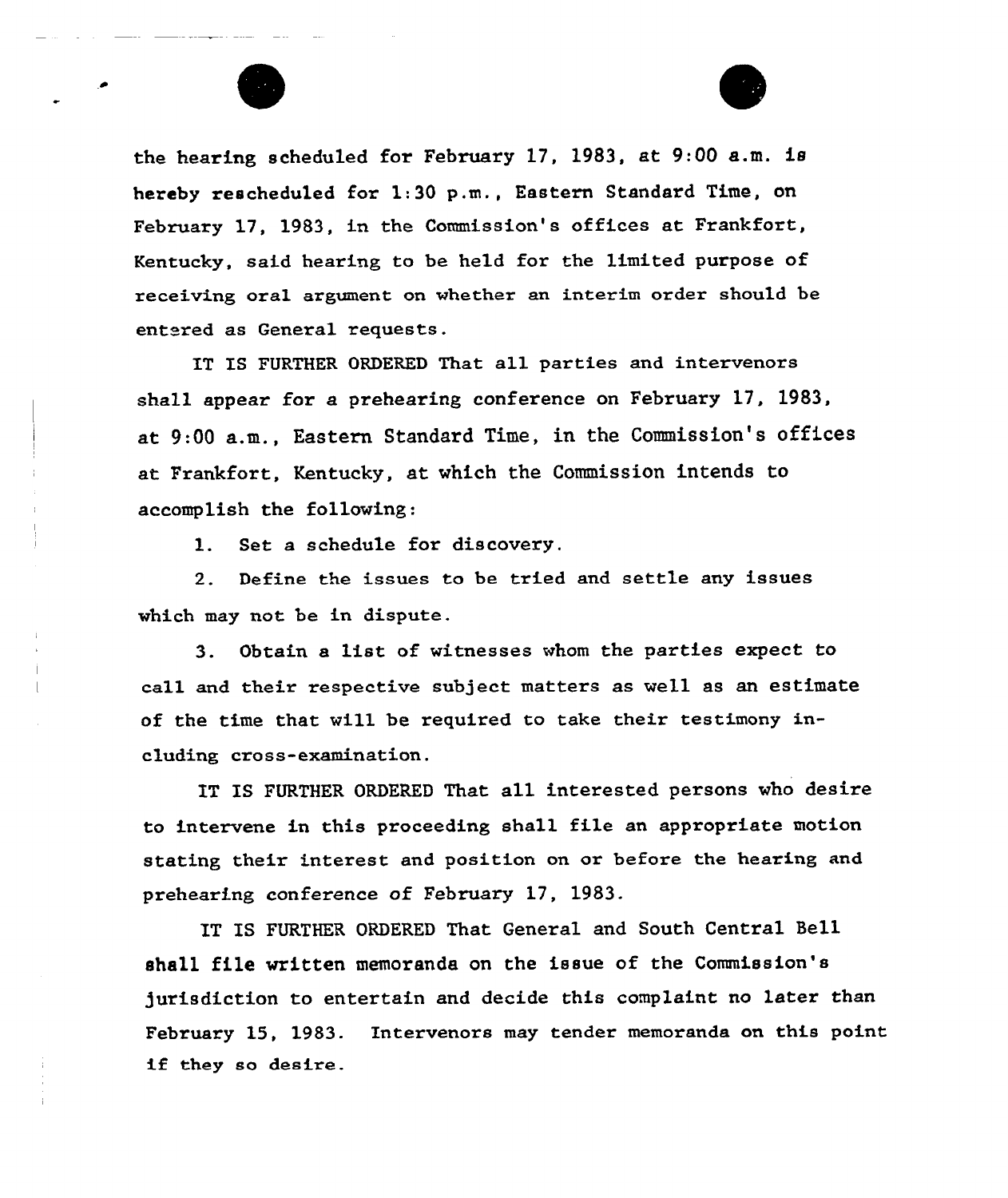the hearing scheduled for February 17, 1983, at 9:00 a.m. is hereby rescheduled for 1:30 p.m., Eastern Standard Time, on February 17, 1983, in the Commission's offices at Frankfort, Kentucky, said hearing to be held for the limited purpose of receiving oral argument on whether an interim order should be entered as General requests.

IT IS FURTHER ORDERED That all parties and intervenors shall appear for a prehearing conference on February 17, 1983, at 9:00 a.m., Eastern Standard Time, in the Commission's offices at Frankfort, Kentucky, at which the Commission intends to accomplish the following:

1. Set a schedule for discovery.

2. Define the issues to be tried and settle any issues which may not be in dispute.

3. Obtain a list of witnesses whom the parties expect to call and their respective subject matters as well as an estimate of the time that will be required to take their testimony including cross-examination.

IT IS FURTHER ORDERED That all interested persons who desire to intervene in this proceeding shall file an appropriate motion stating their interest and position on or before the hearing and prehearing conference of February 17, 1983.

IT IS FURTHER ORDERED That General and South Central Bell shall file written memoranda on the issue of the Commission's jurisdiction to entertain and decide this complaint no later than February 15, 1983. Intervenors may tender memoranda on this point if they so desire.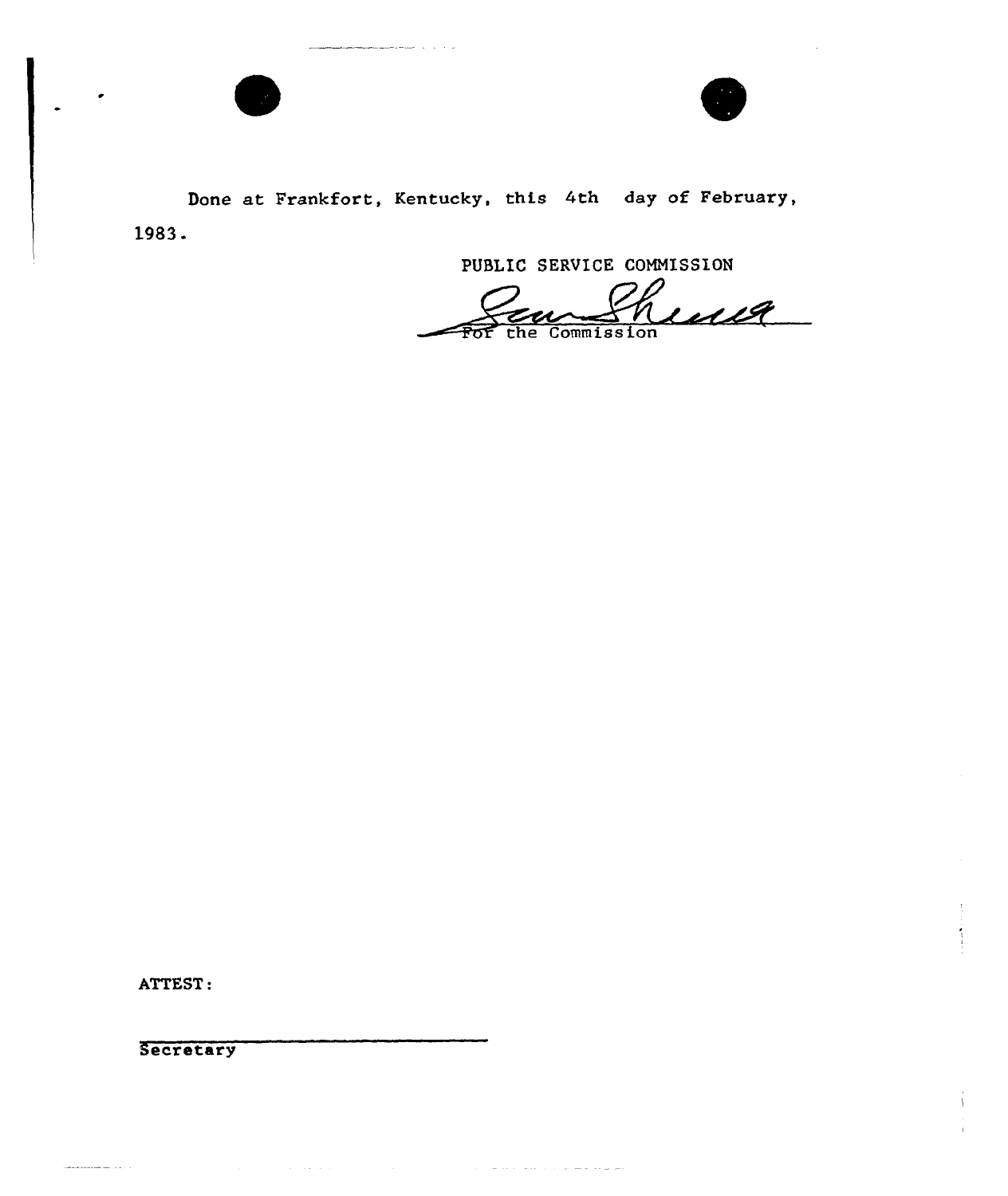Done at Frankfort, Kentucky, this 4th day of February, 1983.

PUBLIC SERVICE COMMISSION

For the Commission

ATTEST:

Secretary